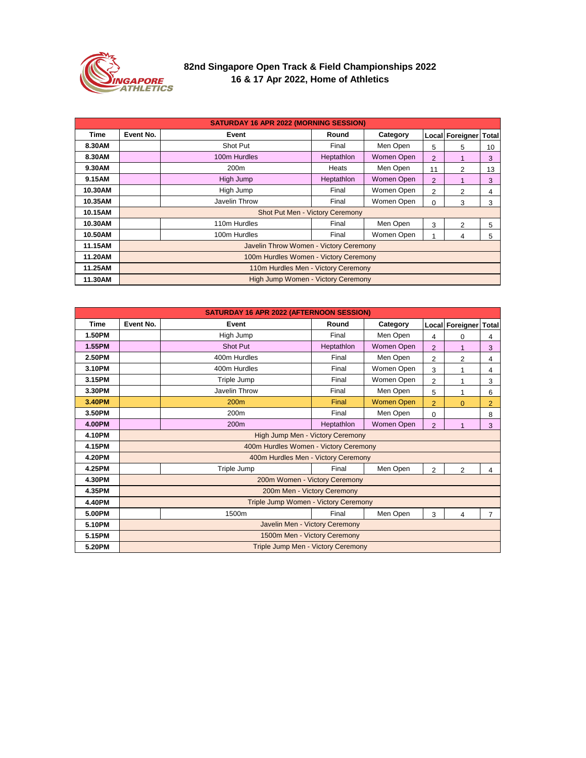# 82nd Singapore Open Track & Field Championships 2022

## 16 & 17 Apr 2022, Home of Athletics

| SATURDAY 16 APR 2022 (MORNING SESSION) | | | | | | | |
|---|---|---|---|---|---|---|---|
| Time | Event No. | Event | Round | Category | Local | Foreigner | Total |
| 8.30AM | | Shot Put | Final | Men Open | 5 | 5 | 10 |
| 8.30AM | | 100m Hurdles | Heptathlon | Women Open | 2 | 1 | 3 |
| 9.30AM | | 200m | Heats | Men Open | 11 | 2 | 13 |
| 9.15AM | | High Jump | Heptathlon | Women Open | 2 | 1 | 3 |
| 10.30AM | | High Jump | Final | Women Open | 2 | 2 | 4 |
| 10.35AM | | Javelin Throw | Final | Women Open | 0 | 3 | 3 |
| 10.15AM | Shot Put Men - Victory Ceremony | | | | | | |
| 10.30AM | | 110m Hurdles | Final | Men Open | 3 | 2 | 5 |
| 10.50AM | | 100m Hurdles | Final | Women Open | 1 | 4 | 5 |
| 11.15AM | Javelin Throw Women - Victory Ceremony | | | | | | |
| 11.20AM | 100m Hurdles Women - Victory Ceremony | | | | | | |
| 11.25AM | 110m Hurdles Men - Victory Ceremony | | | | | | |
| 11.30AM | High Jump Women - Victory Ceremony | | | | | | |

| SATURDAY 16 APR 2022 (AFTERNOON SESSION) | | | | | | | |
|---|---|---|---|---|---|---|---|
| Time | Event No. | Event | Round | Category | Local | Foreigner | Total |
| 1.50PM | | High Jump | Final | Men Open | 4 | 0 | 4 |
| 1.55PM | | Shot Put | Heptathlon | Women Open | 2 | 1 | 3 |
| 2.50PM | | 400m Hurdles | Final | Men Open | 2 | 2 | 4 |
| 3.10PM | | 400m Hurdles | Final | Women Open | 3 | 1 | 4 |
| 3.15PM | | Triple Jump | Final | Women Open | 2 | 1 | 3 |
| 3.30PM | | Javelin Throw | Final | Men Open | 5 | 1 | 6 |
| 3.40PM | | 200m | Final | Women Open | 2 | 0 | 2 |
| 3.50PM | | 200m | Final | Men Open | 0 | | 8 |
| 4.00PM | | 200m | Heptathlon | Women Open | 2 | 1 | 3 |
| 4.10PM | High Jump Men - Victory Ceremony | | | | | | |
| 4.15PM | 400m Hurdles Women - Victory Ceremony | | | | | | |
| 4.20PM | 400m Hurdles Men - Victory Ceremony | | | | | | |
| 4.25PM | | Triple Jump | Final | Men Open | 2 | 2 | 4 |
| 4.30PM | 200m Women - Victory Ceremony | | | | | | |
| 4.35PM | 200m Men - Victory Ceremony | | | | | | |
| 4.40PM | Triple Jump Women - Victory Ceremony | | | | | | |
| 5.00PM | | 1500m | Final | Men Open | 3 | 4 | 7 |
| 5.10PM | Javelin Men - Victory Ceremony | | | | | | |
| 5.15PM | 1500m Men - Victory Ceremony | | | | | | |
| 5.20PM | Triple Jump Men - Victory Ceremony | | | | | | |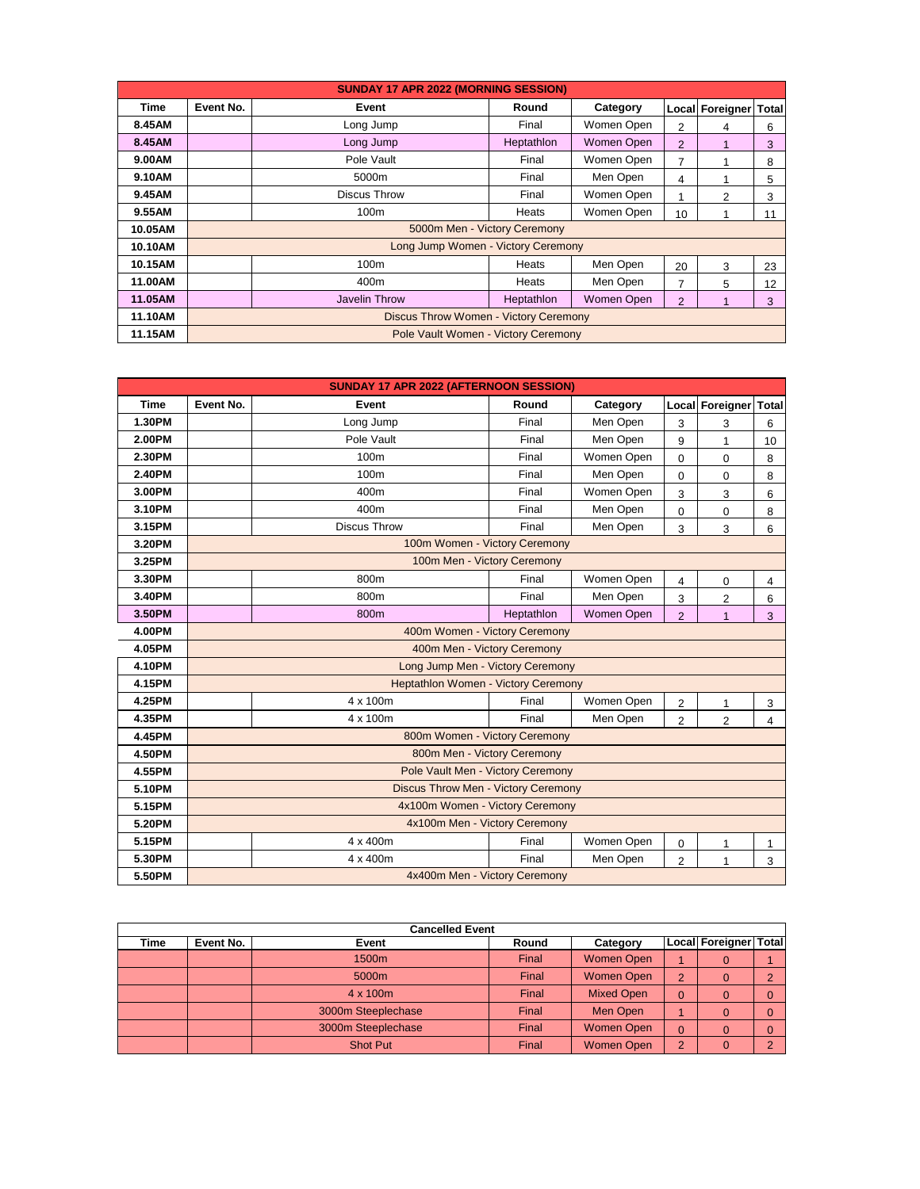| SUNDAY 17 APR 2022 (MORNING SESSION) | | | | | | | |
|---|---|---|---|---|---|---|---|
| **Time** | **Event No.** | **Event** | **Round** | **Category** | **Local** | **Foreigner** | **Total** |
| **8.45AM** | | Long Jump | Final | Women Open | 2 | 4 | 6 |
| **8.45AM** | | Long Jump | Heptathlon | Women Open | 2 | 1 | 3 |
| **9.00AM** | | Pole Vault | Final | Women Open | 7 | 1 | 8 |
| **9.10AM** | | 5000m | Final | Men Open | 4 | 1 | 5 |
| **9.45AM** | | Discus Throw | Final | Women Open | 1 | 2 | 3 |
| **9.55AM** | | 100m | Heats | Women Open | 10 | 1 | 11 |
| **10.05AM** | 5000m Men - Victory Ceremony | | | | | | |
| **10.10AM** | Long Jump Women - Victory Ceremony | | | | | | |
| **10.15AM** | | 100m | Heats | Men Open | 20 | 3 | 23 |
| **11.00AM** | | 400m | Heats | Men Open | 7 | 5 | 12 |
| **11.05AM** | | Javelin Throw | Heptathlon | Women Open | 2 | 1 | 3 |
| **11.10AM** | Discus Throw Women - Victory Ceremony | | | | | | |
| **11.15AM** | Pole Vault Women - Victory Ceremony | | | | | | |

| SUNDAY 17 APR 2022 (AFTERNOON SESSION) | | | | | | | |
|---|---|---|---|---|---|---|---|
| **Time** | **Event No.** | **Event** | **Round** | **Category** | **Local** | **Foreigner** | **Total** |
| **1.30PM** | | Long Jump | Final | Men Open | 3 | 3 | 6 |
| **2.00PM** | | Pole Vault | Final | Men Open | 9 | 1 | 10 |
| **2.30PM** | | 100m | Final | Women Open | 0 | 0 | 8 |
| **2.40PM** | | 100m | Final | Men Open | 0 | 0 | 8 |
| **3.00PM** | | 400m | Final | Women Open | 3 | 3 | 6 |
| **3.10PM** | | 400m | Final | Men Open | 0 | 0 | 8 |
| **3.15PM** | | Discus Throw | Final | Men Open | 3 | 3 | 6 |
| **3.20PM** | 100m Women - Victory Ceremony | | | | | | |
| **3.25PM** | 100m Men - Victory Ceremony | | | | | | |
| **3.30PM** | | 800m | Final | Women Open | 4 | 0 | 4 |
| **3.40PM** | | 800m | Final | Men Open | 3 | 2 | 6 |
| **3.50PM** | | 800m | Heptathlon | Women Open | 2 | 1 | 3 |
| **4.00PM** | 400m Women - Victory Ceremony | | | | | | |
| **4.05PM** | 400m Men - Victory Ceremony | | | | | | |
| **4.10PM** | Long Jump Men - Victory Ceremony | | | | | | |
| **4.15PM** | Heptathlon Women - Victory Ceremony | | | | | | |
| **4.25PM** | | 4 x 100m | Final | Women Open | 2 | 1 | 3 |
| **4.35PM** | | 4 x 100m | Final | Men Open | 2 | 2 | 4 |
| **4.45PM** | 800m Women - Victory Ceremony | | | | | | |
| **4.50PM** | 800m Men - Victory Ceremony | | | | | | |
| **4.55PM** | Pole Vault Men - Victory Ceremony | | | | | | |
| **5.10PM** | Discus Throw Men - Victory Ceremony | | | | | | |
| **5.15PM** | 4x100m Women - Victory Ceremony | | | | | | |
| **5.20PM** | 4x100m Men - Victory Ceremony | | | | | | |
| **5.15PM** | | 4 x 400m | Final | Women Open | 0 | 1 | 1 |
| **5.30PM** | | 4 x 400m | Final | Men Open | 2 | 1 | 3 |
| **5.50PM** | 4x400m Men - Victory Ceremony | | | | | | |

| Cancelled Event | | | | | | | |
|---|---|---|---|---|---|---|---|
| **Time** | **Event No.** | **Event** | **Round** | **Category** | **Local** | **Foreigner** | **Total** |
| | | 1500m | Final | Women Open | 1 | 0 | 1 |
| | | 5000m | Final | Women Open | 2 | 0 | 2 |
| | | 4 x 100m | Final | Mixed Open | 0 | 0 | 0 |
| | | 3000m Steeplechase | Final | Men Open | 1 | 0 | 0 |
| | | 3000m Steeplechase | Final | Women Open | 0 | 0 | 0 |
| | | Shot Put | Final | Women Open | 2 | 0 | 2 |